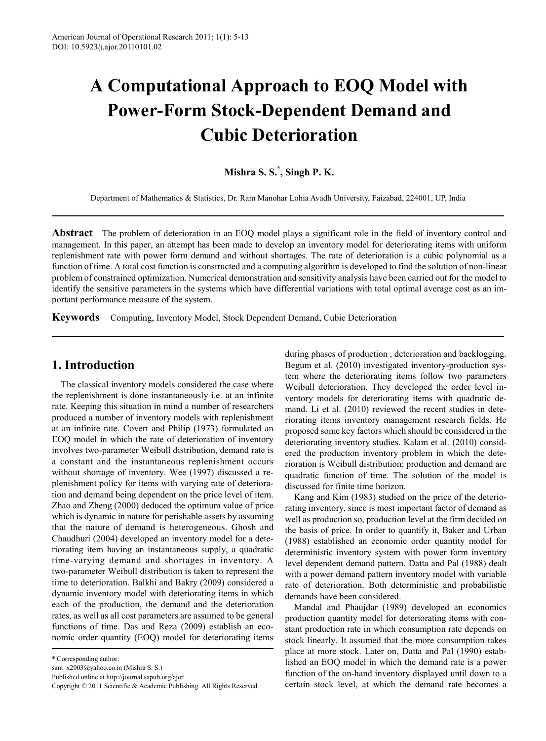# A Computational Approach to EOQ Model with Power-Form Stock-Dependent Demand and Cubic Deterioration

**Mishra S. S.\*, Singh P. K.**

Department of Mathematics & Statistics, Dr. Ram Manohar Lohia Avadh University, Faizabad, 224001, UP, India

**Abstract** The problem of deterioration in an EOQ model plays a significant role in the field of inventory control and management. In this paper, an attempt has been made to develop an inventory model for deteriorating items with uniform replenishment rate with power form demand and without shortages. The rate of deterioration is a cubic polynomial as a function of time. A total cost function is constructed and a computing algorithm is developed to find the solution of non-linear problem of constrained optimization. Numerical demonstration and sensitivity analysis have been carried out for the model to identify the sensitive parameters in the systems which have differential variations with total optimal average cost as an important performance measure of the system.

**Keywords** Computing, Inventory Model, Stock Dependent Demand, Cubic Deterioration

## 1. Introduction

The classical inventory models considered the case where the replenishment is done instantaneously i.e. at an infinite rate. Keeping this situation in mind a number of researchers produced a number of inventory models with replenishment at an infinite rate. Covert and Philip (1973) formulated an EOQ model in which the rate of deterioration of inventory involves two-parameter Weibull distribution, demand rate is a constant and the instantaneous replenishment occurs without shortage of inventory. Wee (1997) discussed a replenishment policy for items with varying rate of deterioration and demand being dependent on the price level of item. Zhao and Zheng (2000) deduced the optimum value of price which is dynamic in nature for perishable assets by assuming that the nature of demand is heterogeneous. Ghosh and Chaudhuri (2004) developed an inventory model for a deteriorating item having an instantaneous supply, a quadratic time-varying demand and shortages in inventory. A two-parameter Weibull distribution is taken to represent the time to deterioration. Balkhi and Bakry (2009) considered a dynamic inventory model with deteriorating items in which each of the production, the demand and the deterioration rates, as well as all cost parameters are assumed to be general functions of time. Das and Reza (2009) establish an economic order quantity (EOQ) model for deteriorating items during phases of production , deterioration and backlogging. Begum et al. (2010) investigated inventory-production system where the deteriorating items follow two parameters Weibull deterioration. They developed the order level inventory models for deteriorating items with quadratic demand. Li et al. (2010) reviewed the recent studies in deteriorating items inventory management research fields. He proposed some key factors which should be considered in the deteriorating inventory studies. Kalam et al. (2010) considered the production inventory problem in which the deterioration is Weibull distribution; production and demand are quadratic function of time. The solution of the model is discussed for finite time horizon.

Kang and Kim (1983) studied on the price of the deteriorating inventory, since is most important factor of demand as well as production so, production level at the firm decided on the basis of price. In order to quantify it, Baker and Urban (1988) established an economic order quantity model for deterministic inventory system with power form inventory level dependent demand pattern. Datta and Pal (1988) dealt with a power demand pattern inventory model with variable rate of deterioration. Both deterministic and probabilistic demands have been considered.

Mandal and Phaujdar (1989) developed an economics production quantity model for deteriorating items with constant production rate in which consumption rate depends on stock linearly. It assumed that the more consumption takes place at more stock. Later on, Datta and Pal (1990) established an EOQ model in which the demand rate is a power function of the on-hand inventory displayed until down to a certain stock level, at which the demand rate becomes a

\* Corresponding author:
sant_x2003@yahoo.co.in (Mishra S. S.)
Published online at http://journal.sapub.org/ajor
Copyright © 2011 Scientific & Academic Publishing. All Rights Reserved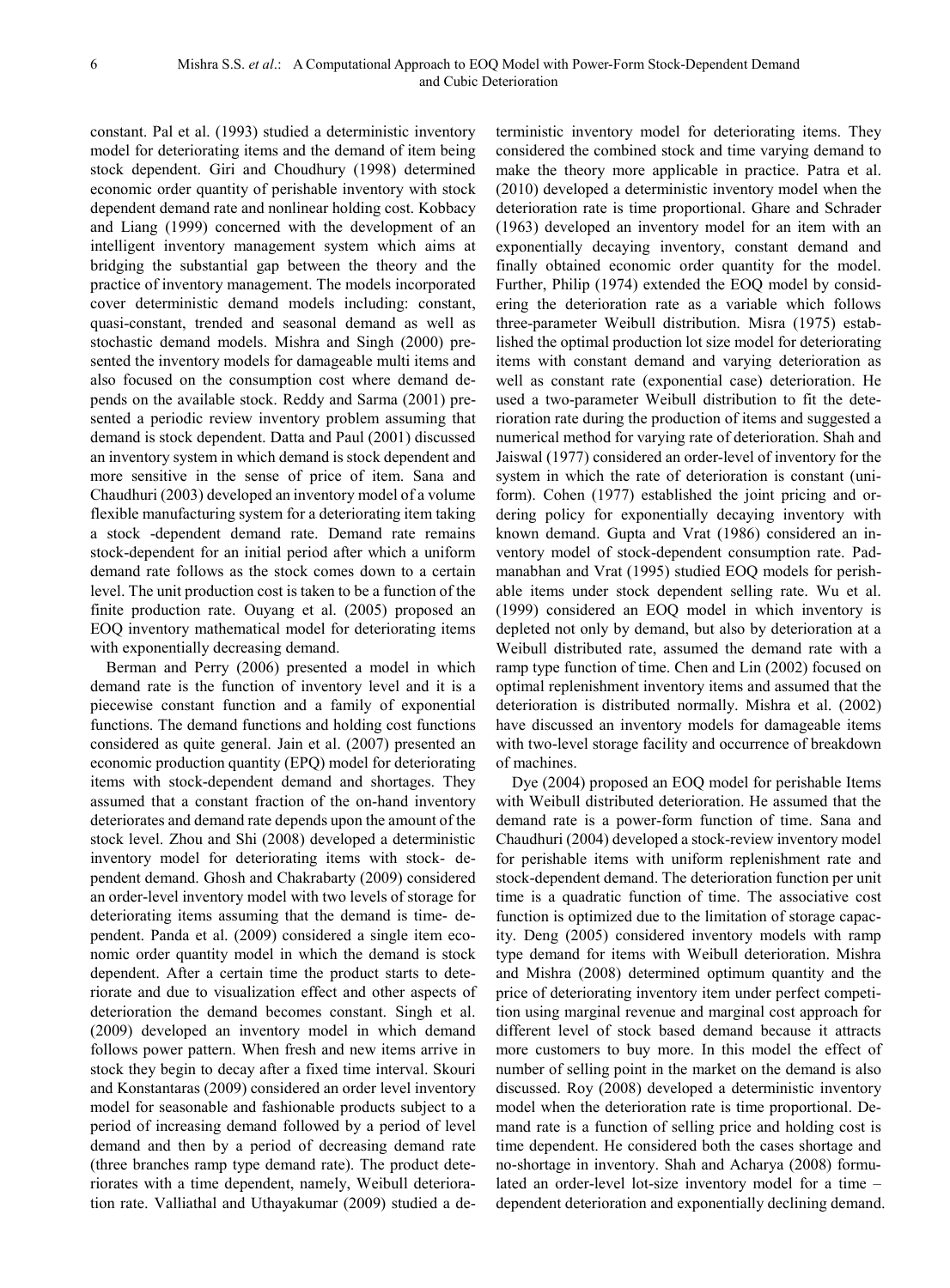constant. Pal et al. (1993) studied a deterministic inventory model for deteriorating items and the demand of item being stock dependent. Giri and Choudhury (1998) determined economic order quantity of perishable inventory with stock dependent demand rate and nonlinear holding cost. Kobbacy and Liang (1999) concerned with the development of an intelligent inventory management system which aims at bridging the substantial gap between the theory and the practice of inventory management. The models incorporated cover deterministic demand models including: constant, quasi-constant, trended and seasonal demand as well as stochastic demand models. Mishra and Singh (2000) presented the inventory models for damageable multi items and also focused on the consumption cost where demand depends on the available stock. Reddy and Sarma (2001) presented a periodic review inventory problem assuming that demand is stock dependent. Datta and Paul (2001) discussed an inventory system in which demand is stock dependent and more sensitive in the sense of price of item. Sana and Chaudhuri (2003) developed an inventory model of a volume flexible manufacturing system for a deteriorating item taking a stock -dependent demand rate. Demand rate remains stock-dependent for an initial period after which a uniform demand rate follows as the stock comes down to a certain level. The unit production cost is taken to be a function of the finite production rate. Ouyang et al. (2005) proposed an EOQ inventory mathematical model for deteriorating items with exponentially decreasing demand.

Berman and Perry (2006) presented a model in which demand rate is the function of inventory level and it is a piecewise constant function and a family of exponential functions. The demand functions and holding cost functions considered as quite general. Jain et al. (2007) presented an economic production quantity (EPQ) model for deteriorating items with stock-dependent demand and shortages. They assumed that a constant fraction of the on-hand inventory deteriorates and demand rate depends upon the amount of the stock level. Zhou and Shi (2008) developed a deterministic inventory model for deteriorating items with stock- dependent demand. Ghosh and Chakrabarty (2009) considered an order-level inventory model with two levels of storage for deteriorating items assuming that the demand is time- dependent. Panda et al. (2009) considered a single item economic order quantity model in which the demand is stock dependent. After a certain time the product starts to deteriorate and due to visualization effect and other aspects of deterioration the demand becomes constant. Singh et al. (2009) developed an inventory model in which demand follows power pattern. When fresh and new items arrive in stock they begin to decay after a fixed time interval. Skouri and Konstantaras (2009) considered an order level inventory model for seasonable and fashionable products subject to a period of increasing demand followed by a period of level demand and then by a period of decreasing demand rate (three branches ramp type demand rate). The product deteriorates with a time dependent, namely, Weibull deterioration rate. Valliathal and Uthayakumar (2009) studied a deterministic inventory model for deteriorating items. They considered the combined stock and time varying demand to make the theory more applicable in practice. Patra et al. (2010) developed a deterministic inventory model when the deterioration rate is time proportional. Ghare and Schrader (1963) developed an inventory model for an item with an exponentially decaying inventory, constant demand and finally obtained economic order quantity for the model. Further, Philip (1974) extended the EOQ model by considering the deterioration rate as a variable which follows three-parameter Weibull distribution. Misra (1975) established the optimal production lot size model for deteriorating items with constant demand and varying deterioration as well as constant rate (exponential case) deterioration. He used a two-parameter Weibull distribution to fit the deterioration rate during the production of items and suggested a numerical method for varying rate of deterioration. Shah and Jaiswal (1977) considered an order-level of inventory for the system in which the rate of deterioration is constant (uniform). Cohen (1977) established the joint pricing and ordering policy for exponentially decaying inventory with known demand. Gupta and Vrat (1986) considered an inventory model of stock-dependent consumption rate. Padmanabhan and Vrat (1995) studied EOQ models for perishable items under stock dependent selling rate. Wu et al. (1999) considered an EOQ model in which inventory is depleted not only by demand, but also by deterioration at a Weibull distributed rate, assumed the demand rate with a ramp type function of time. Chen and Lin (2002) focused on optimal replenishment inventory items and assumed that the deterioration is distributed normally. Mishra et al. (2002) have discussed an inventory models for damageable items with two-level storage facility and occurrence of breakdown of machines.

Dye (2004) proposed an EOQ model for perishable Items with Weibull distributed deterioration. He assumed that the demand rate is a power-form function of time. Sana and Chaudhuri (2004) developed a stock-review inventory model for perishable items with uniform replenishment rate and stock-dependent demand. The deterioration function per unit time is a quadratic function of time. The associative cost function is optimized due to the limitation of storage capacity. Deng (2005) considered inventory models with ramp type demand for items with Weibull deterioration. Mishra and Mishra (2008) determined optimum quantity and the price of deteriorating inventory item under perfect competition using marginal revenue and marginal cost approach for different level of stock based demand because it attracts more customers to buy more. In this model the effect of number of selling point in the market on the demand is also discussed. Roy (2008) developed a deterministic inventory model when the deterioration rate is time proportional. Demand rate is a function of selling price and holding cost is time dependent. He considered both the cases shortage and no-shortage in inventory. Shah and Acharya (2008) formulated an order-level lot-size inventory model for a time – dependent deterioration and exponentially declining demand.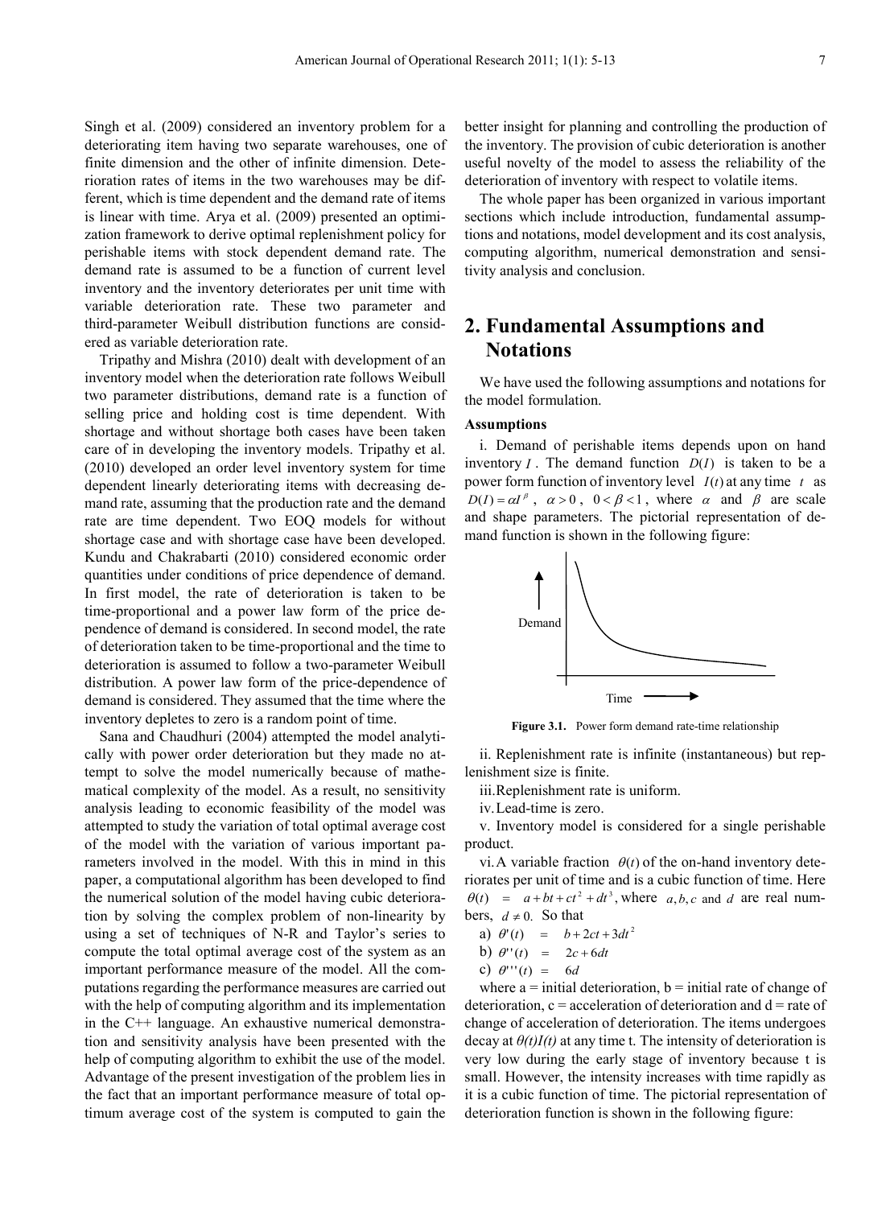Singh et al. (2009) considered an inventory problem for a deteriorating item having two separate warehouses, one of finite dimension and the other of infinite dimension. Deterioration rates of items in the two warehouses may be different, which is time dependent and the demand rate of items is linear with time. Arya et al. (2009) presented an optimization framework to derive optimal replenishment policy for perishable items with stock dependent demand rate. The demand rate is assumed to be a function of current level inventory and the inventory deteriorates per unit time with variable deterioration rate. These two parameter and third-parameter Weibull distribution functions are considered as variable deterioration rate.

Tripathy and Mishra (2010) dealt with development of an inventory model when the deterioration rate follows Weibull two parameter distributions, demand rate is a function of selling price and holding cost is time dependent. With shortage and without shortage both cases have been taken care of in developing the inventory models. Tripathy et al. (2010) developed an order level inventory system for time dependent linearly deteriorating items with decreasing demand rate, assuming that the production rate and the demand rate are time dependent. Two EOQ models for without shortage case and with shortage case have been developed. Kundu and Chakrabarti (2010) considered economic order quantities under conditions of price dependence of demand. In first model, the rate of deterioration is taken to be time-proportional and a power law form of the price dependence of demand is considered. In second model, the rate of deterioration taken to be time-proportional and the time to deterioration is assumed to follow a two-parameter Weibull distribution. A power law form of the price-dependence of demand is considered. They assumed that the time where the inventory depletes to zero is a random point of time.

Sana and Chaudhuri (2004) attempted the model analytically with power order deterioration but they made no attempt to solve the model numerically because of mathematical complexity of the model. As a result, no sensitivity analysis leading to economic feasibility of the model was attempted to study the variation of total optimal average cost of the model with the variation of various important parameters involved in the model. With this in mind in this paper, a computational algorithm has been developed to find the numerical solution of the model having cubic deterioration by solving the complex problem of non-linearity by using a set of techniques of N-R and Taylor's series to compute the total optimal average cost of the system as an important performance measure of the model. All the computations regarding the performance measures are carried out with the help of computing algorithm and its implementation in the C++ language. An exhaustive numerical demonstration and sensitivity analysis have been presented with the help of computing algorithm to exhibit the use of the model. Advantage of the present investigation of the problem lies in the fact that an important performance measure of total optimum average cost of the system is computed to gain the better insight for planning and controlling the production of the inventory. The provision of cubic deterioration is another useful novelty of the model to assess the reliability of the deterioration of inventory with respect to volatile items.

The whole paper has been organized in various important sections which include introduction, fundamental assumptions and notations, model development and its cost analysis, computing algorithm, numerical demonstration and sensitivity analysis and conclusion.

## 2. Fundamental Assumptions and Notations

We have used the following assumptions and notations for the model formulation.

**Assumptions**

i. Demand of perishable items depends upon on hand inventory $I$. The demand function $D(I)$ is taken to be a power form function of inventory level $I(t)$ at any time $t$ as $D(I) = \alpha I^{\beta}$, $\alpha > 0$, $0 < \beta < 1$, where $\alpha$ and $\beta$ are scale and shape parameters. The pictorial representation of demand function is shown in the following figure:

**Figure 3.1.** Power form demand rate-time relationship

ii. Replenishment rate is infinite (instantaneous) but replenishment size is finite.

iii. Replenishment rate is uniform.

iv. Lead-time is zero.

v. Inventory model is considered for a single perishable product.

vi. A variable fraction $\theta(t)$ of the on-hand inventory deteriorates per unit of time and is a cubic function of time. Here $\theta(t) = a + bt + ct^2 + dt^3$, where $a, b, c$ and $d$ are real numbers, $d \neq 0$. So that

a) $\theta'(t) = b + 2ct + 3dt^2$

b) $\theta''(t) = 2c + 6dt$

c) $\theta'''(t) = 6d$

where a = initial deterioration, b = initial rate of change of deterioration, c = acceleration of deterioration and d = rate of change of acceleration of deterioration. The items undergoes decay at $\theta(t)I(t)$ at any time t. The intensity of deterioration is very low during the early stage of inventory because t is small. However, the intensity increases with time rapidly as it is a cubic function of time. The pictorial representation of deterioration function is shown in the following figure: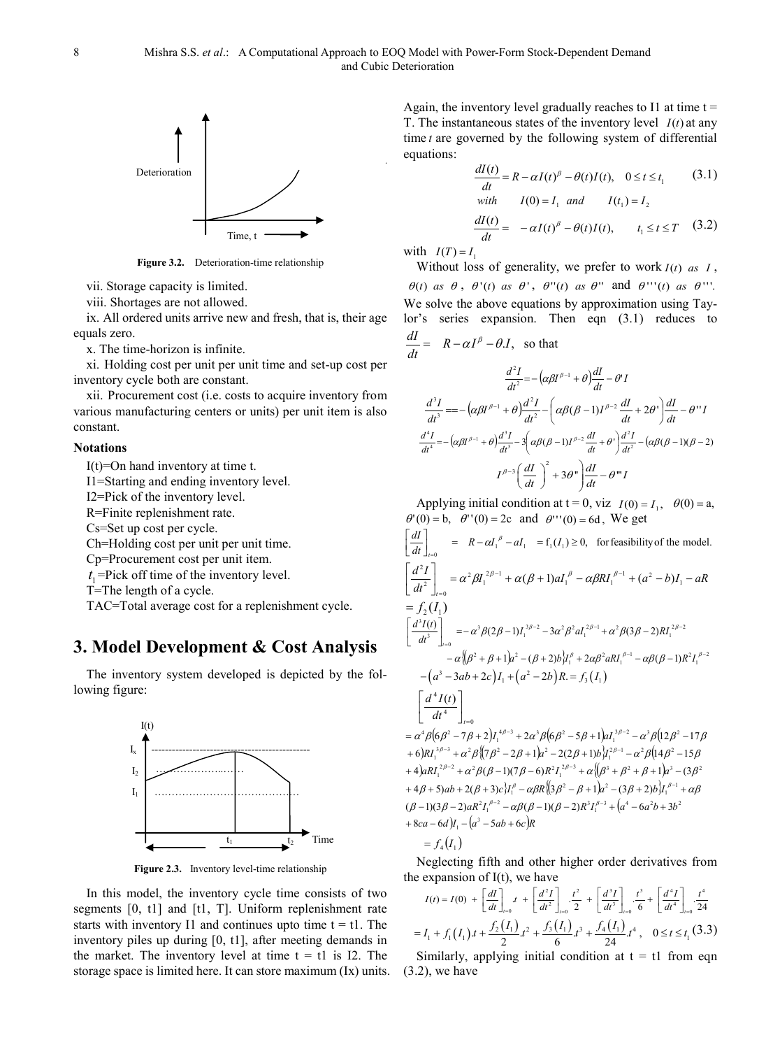Deterioration

Time, t

**Figure 3.2.** Deterioration-time relationship

vii. Storage capacity is limited.

viii. Shortages are not allowed.

ix. All ordered units arrive new and fresh, that is, their age equals zero.

x. The time-horizon is infinite.

xi. Holding cost per unit per unit time and set-up cost per inventory cycle both are constant.

xii. Procurement cost (i.e. costs to acquire inventory from various manufacturing centers or units) per unit item is also constant.

**Notations**

I(t)=On hand inventory at time t.

I1=Starting and ending inventory level.

I2=Pick of the inventory level.

R=Finite replenishment rate.

Cs=Set up cost per cycle.

Ch=Holding cost per unit per unit time.

Cp=Procurement cost per unit item.

$t_1$=Pick off time of the inventory level.

T=The length of a cycle.

TAC=Total average cost for a replenishment cycle.

# 3. Model Development & Cost Analysis

The inventory system developed is depicted by the following figure:

I(t), $I_x$, $I_2$, $I_1$, $t_1$, $t_2$, Time

**Figure 2.3.** Inventory level-time relationship

In this model, the inventory cycle time consists of two segments [0, t1] and [t1, T]. Uniform replenishment rate starts with inventory I1 and continues upto time t = t1. The inventory piles up during [0, t1], after meeting demands in the market. The inventory level at time t = t1 is I2. The storage space is limited here. It can store maximum (Ix) units. Again, the inventory level gradually reaches to I1 at time t = T. The instantaneous states of the inventory level $I(t)$ at any time $t$ are governed by the following system of differential equations:

$$\frac{dI(t)}{dt} = R - \alpha I(t)^{\beta} - \theta(t)I(t), \quad 0 \le t \le t_1 \tag{3.1}$$

$$with \quad I(0) = I_1 \ \ and \ \ I(t_1) = I_2$$

$$\frac{dI(t)}{dt} = -\alpha I(t)^{\beta} - \theta(t)I(t), \quad t_1 \le t \le T \tag{3.2}$$

with $I(T) = I_1$

Without loss of generality, we prefer to work $I(t)$ *as* $I$, $\theta(t)$ *as* $\theta$, $\theta'(t)$ *as* $\theta'$, $\theta''(t)$ *as* $\theta''$ and $\theta'''(t)$ *as* $\theta'''$. We solve the above equations by approximation using Taylor's series expansion. Then eqn (3.1) reduces to $\frac{dI}{dt} = R - \alpha I^{\beta} - \theta . I$, so that

$$\frac{d^2I}{dt^2} = -\left(\alpha\beta I^{\beta-1} + \theta\right)\frac{dI}{dt} - \theta' I$$

$$\frac{d^3I}{dt^3} = -\left(\alpha\beta I^{\beta-1} + \theta\right)\frac{d^2I}{dt^2} - \left(\alpha\beta(\beta-1)I^{\beta-2}\frac{dI}{dt} + 2\theta'\right)\frac{dI}{dt} - \theta'' I$$

$$\frac{d^4I}{dt^4} = -\left(\alpha\beta I^{\beta-1} + \theta\right)\frac{d^3I}{dt^3} - 3\left(\alpha\beta(\beta-1)I^{\beta-2}\frac{dI}{dt} + \theta'\right)\frac{d^2I}{dt^2} - \left(\alpha\beta(\beta-1)(\beta-2) I^{\beta-3}\left(\frac{dI}{dt}\right)^2 + 3\theta''\right)\frac{dI}{dt} - \theta''' I$$

Applying initial condition at t = 0, viz $I(0) = I_1$, $\theta(0) = $ a, $\theta'(0) = $ b, $\theta''(0) = 2$c and $\theta'''(0) = 6$d, We get

$$\left[\frac{dI}{dt}\right]_{t=0} = R - \alpha I_1^{\beta} - aI_1 = f_1(I_1) \ge 0, \ \text{for feasibility of the model.}$$

$$\left[\frac{d^2I}{dt^2}\right]_{t=0} = \alpha^2\beta I_1^{2\beta-1} + \alpha(\beta+1)aI_1^{\beta} - \alpha\beta R I_1^{\beta-1} + (a^2 - b)I_1 - aR = f_2(I_1)$$

$$\left[\frac{d^3I(t)}{dt^3}\right]_{t=0} = -\alpha^3\beta(2\beta-1)I_1^{3\beta-2} - 3\alpha^2\beta^2 aI_1^{2\beta-1} + \alpha^2\beta(3\beta-2)RI_1^{2\beta-2} - \alpha\left\{(\beta^2+\beta+1)a^2 - (\beta+2)b\right\}I_1^{\beta} + 2\alpha\beta^2 aRI_1^{\beta-1} - \alpha\beta(\beta-1)R^2I_1^{\beta-2} - \left(a^3 - 3ab + 2c\right)I_1 + \left(a^2 - 2b\right)R. = f_3\left(I_1\right)$$

$$\left[\frac{d^4I(t)}{dt^4}\right]_{t=0}$$

$$= \alpha^4\beta\left(6\beta^2 - 7\beta + 2\right)I_1^{4\beta-3} + 2\alpha^3\beta\left(6\beta^2 - 5\beta + 1\right)aI_1^{3\beta-2} - \alpha^3\beta\left(12\beta^2 - 17\beta + 6\right)RI_1^{3\beta-3} + \alpha^2\beta\left\{\left(7\beta^2 - 2\beta + 1\right)a^2 - 2(2\beta+1)b\right\}I_1^{2\beta-1} - \alpha^2\beta\left(14\beta^2 - 15\beta + 4\right)aRI_1^{2\beta-2} + \alpha^2\beta(\beta-1)(7\beta-6)R^2I_1^{2\beta-3} + \alpha\left\{\left(\beta^3 + \beta^2 + \beta + 1\right)a^3 - \left(3\beta^2 + 4\beta + 5\right)ab + 2(\beta+3)c\right\}I_1^{\beta} - \alpha\beta R\left\{\left(3\beta^2 - \beta + 1\right)a^2 - (3\beta+2)b\right\}I_1^{\beta-1} + \alpha\beta(\beta-1)(3\beta-2)aR^2I_1^{\beta-2} - \alpha\beta(\beta-1)(\beta-2)R^3I_1^{\beta-3} + \left(a^4 - 6a^2b + 3b^2 + 8ca - 6d\right)I_1 - \left(a^3 - 5ab + 6c\right)R$$

$$= f_4\left(I_1\right)$$

Neglecting fifth and other higher order derivatives from the expansion of I(t), we have

$$I(t) = I(0) + \left[\frac{dI}{dt}\right]_{t=0} .t + \left[\frac{d^2I}{dt^2}\right]_{t=0} .\frac{t^2}{2} + \left[\frac{d^3I}{dt^3}\right]_{t=0} .\frac{t^3}{6} + \left[\frac{d^4I}{dt^4}\right]_{t=0} .\frac{t^4}{24}$$

$$= I_1 + f_1\left(I_1\right).t + \frac{f_2\left(I_1\right)}{2}.t^2 + \frac{f_3\left(I_1\right)}{6}.t^3 + \frac{f_4\left(I_1\right)}{24}.t^4, \quad 0 \le t \le t_1 \tag{3.3}$$

Similarly, applying initial condition at t = t1 from eqn (3.2), we have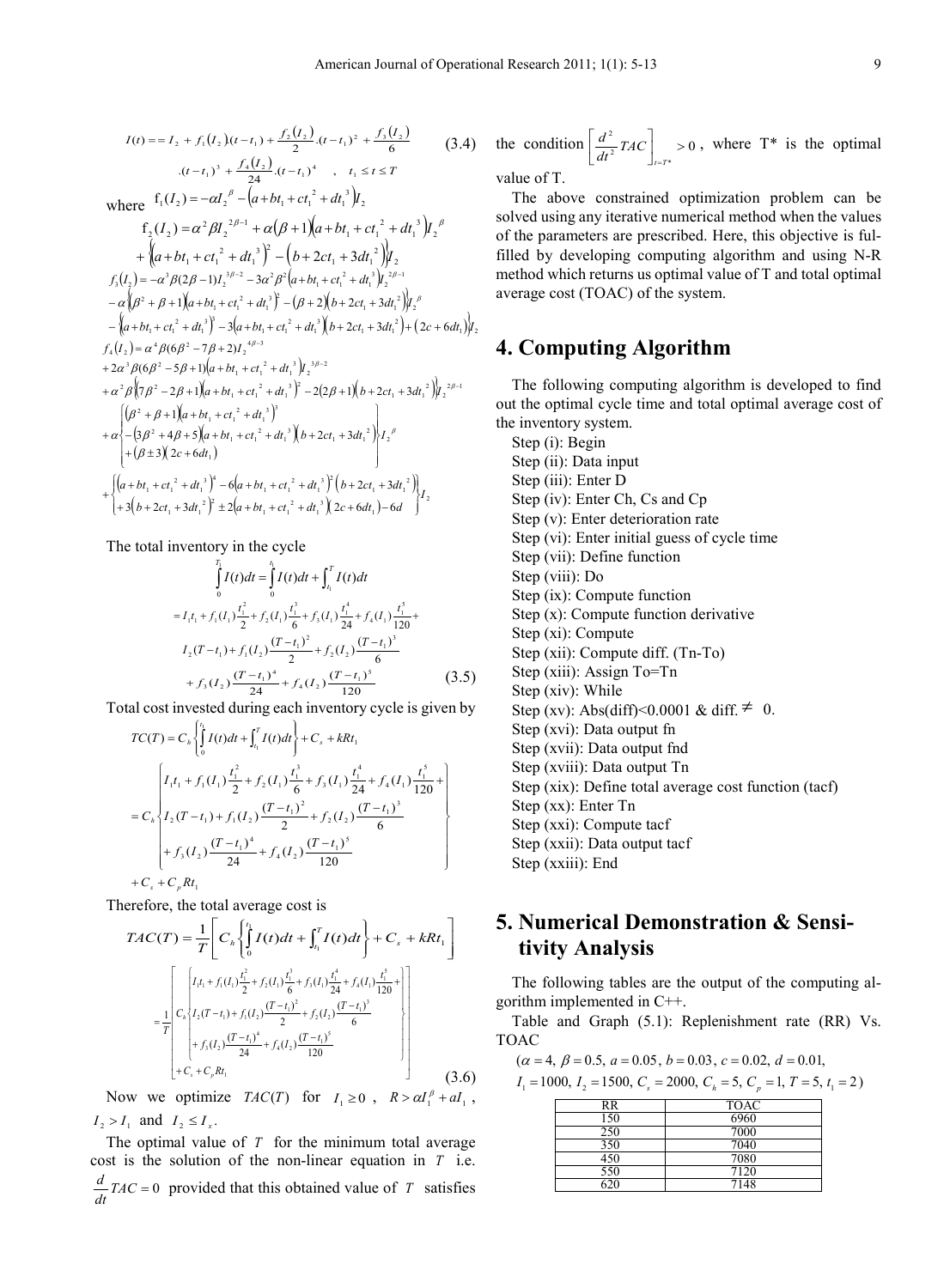$$I(t) = -I_2 + f_1(I_2)(t-t_1) + \frac{f_2(I_2)}{2}.(t-t_1)^2 + \frac{f_3(I_2)}{6}.(t-t_1)^3 + \frac{f_4(I_2)}{24}.(t-t_1)^4 \quad , \quad t_1 \le t \le T \tag{3.4}$$

where $f_1(I_2) = -\alpha I_2^{\beta} - \left(a + bt_1 + ct_1^2 + dt_1^3\right)I_2$

$$f_2(I_2) = \alpha^2 \beta I_2^{2\beta-1} + \alpha(\beta+1)\left(a + bt_1 + ct_1^2 + dt_1^3\right)I_2^{\beta} + \left\{\left(a + bt_1 + ct_1^2 + dt_1^3\right)^2 - \left(b + 2ct_1 + 3dt_1^2\right)\right\}I_2$$

$$\begin{aligned} f_3(I_2) &= -\alpha^3\beta(2\beta-1)I_2^{3\beta-2} - 3\alpha^2\beta^2\left(a + bt_1 + ct_1^2 + dt_1^3\right)I_2^{2\beta-1} \\ &- \alpha\left\{\left(\beta^2+\beta+1\right)\left(a + bt_1 + ct_1^2 + dt_1^3\right)^2 - (\beta+2)\left(b + 2ct_1 + 3dt_1^2\right)\right\}I_2^{\beta} \\ &- \left\{\left(a + bt_1 + ct_1^2 + dt_1^3\right)^3 - 3\left(a + bt_1 + ct_1^2 + dt_1^3\right)\left(b + 2ct_1 + 3dt_1^2\right) + \left(2c + 6dt_1\right)\right\}I_2 \end{aligned}$$

$$\begin{aligned} f_4(I_2) &= \alpha^4\beta(6\beta^2 - 7\beta + 2)I_2^{4\beta-3} \\ &+ 2\alpha^3\beta(6\beta^2 - 5\beta + 1)\left(a + bt_1 + ct_1^2 + dt_1^3\right)I_2^{3\beta-2} \\ &+ \alpha^2\beta\left\{\left(7\beta^2 - 2\beta + 1\right)\left(a + bt_1 + ct_1^2 + dt_1^3\right)^2 - 2(2\beta+1)\left(b + 2ct_1 + 3dt_1^2\right)\right\}I_2^{2\beta-1} \\ &+ \alpha\left\{\begin{array}{l}\left(\beta^2+\beta+1\right)\left(a + bt_1 + ct_1^2 + dt_1^3\right)^3 \\ -\left(3\beta^2 + 4\beta + 5\right)\left(a + bt_1 + ct_1^2 + dt_1^3\right)\left(b + 2ct_1 + 3dt_1^2\right) \\ +(\beta \pm 3)\left(2c + 6dt_1\right)\end{array}\right\}I_2^{\beta} \\ &+ \left\{\begin{array}{l}\left(a + bt_1 + ct_1^2 + dt_1^3\right)^4 - 6\left(a + bt_1 + ct_1^2 + dt_1^3\right)^2\left(b + 2ct_1 + 3dt_1^2\right) \\ +3\left(b + 2ct_1 + 3dt_1^2\right)^2 \pm 2\left(a + bt_1 + ct_1^2 + dt_1^3\right)\left(2c + 6dt_1\right) - 6d\end{array}\right\}I_2 \end{aligned}$$

The total inventory in the cycle

$$\begin{aligned} \int_0^{T_1} I(t)dt &= \int_0^{t_1} I(t)dt + \int_{t_1}^{T} I(t)dt \\ &= I_1t_1 + f_1(I_1)\frac{t_1^2}{2} + f_2(I_1)\frac{t_1^3}{6} + f_3(I_1)\frac{t_1^4}{24} + f_4(I_1)\frac{t_1^5}{120} + \\ &\quad I_2(T-t_1) + f_1(I_2)\frac{(T-t_1)^2}{2} + f_2(I_2)\frac{(T-t_1)^3}{6} \\ &\quad + f_3(I_2)\frac{(T-t_1)^4}{24} + f_4(I_2)\frac{(T-t_1)^5}{120} \end{aligned} \tag{3.5}$$

Total cost invested during each inventory cycle is given by

$$\begin{aligned} TC(T) &= C_h\left\{\int_0^{t_1} I(t)dt + \int_{t_1}^{T} I(t)dt\right\} + C_s + kRt_1 \\ &= C_h\left\{\begin{array}{l} I_1t_1 + f_1(I_1)\frac{t_1^2}{2} + f_2(I_1)\frac{t_1^3}{6} + f_3(I_1)\frac{t_1^4}{24} + f_4(I_1)\frac{t_1^5}{120} + \\ I_2(T-t_1) + f_1(I_2)\frac{(T-t_1)^2}{2} + f_2(I_2)\frac{(T-t_1)^3}{6} \\ + f_3(I_2)\frac{(T-t_1)^4}{24} + f_4(I_2)\frac{(T-t_1)^5}{120} \end{array}\right\} \\ &\quad + C_s + C_pRt_1 \end{aligned}$$

Therefore, the total average cost is

$$\begin{aligned} TAC(T) &= \frac{1}{T}\left[C_h\left\{\int_0^{t_1} I(t)dt + \int_{t_1}^{T} I(t)dt\right\} + C_s + kRt_1\right] \\ &= \frac{1}{T}\left[\begin{array}{l} C_h\left\{\begin{array}{l} I_1t_1 + f_1(I_1)\frac{t_1^2}{2} + f_2(I_1)\frac{t_1^3}{6} + f_3(I_1)\frac{t_1^4}{24} + f_4(I_1)\frac{t_1^5}{120} + \\ I_2(T-t_1) + f_1(I_2)\frac{(T-t_1)^2}{2} + f_2(I_2)\frac{(T-t_1)^3}{6} \\ + f_3(I_2)\frac{(T-t_1)^4}{24} + f_4(I_2)\frac{(T-t_1)^5}{120} \end{array}\right\} \\ + C_s + C_pRt_1 \end{array}\right] \end{aligned} \tag{3.6}$$

Now we optimize $TAC(T)$ for $I_1 \ge 0$, $R > \alpha I_1^{\beta} + aI_1$, $I_2 > I_1$ and $I_2 \le I_x$.

The optimal value of $T$ for the minimum total average cost is the solution of the non-linear equation in $T$ i.e. $\frac{d}{dt}TAC = 0$ provided that this obtained value of $T$ satisfies the condition $\left[\frac{d^2}{dt^2}TAC\right]_{t=T^*} > 0$, where T* is the optimal value of T.

The above constrained optimization problem can be solved using any iterative numerical method when the values of the parameters are prescribed. Here, this objective is fulfilled by developing computing algorithm and using N-R method which returns us optimal value of T and total optimal average cost (TOAC) of the system.

## 4. Computing Algorithm

The following computing algorithm is developed to find out the optimal cycle time and total optimal average cost of the inventory system.

Step (i): Begin
Step (ii): Data input
Step (iii): Enter D
Step (iv): Enter Ch, Cs and Cp
Step (v): Enter deterioration rate
Step (vi): Enter initial guess of cycle time
Step (vii): Define function
Step (viii): Do
Step (ix): Compute function
Step (x): Compute function derivative
Step (xi): Compute
Step (xii): Compute diff. (Tn-To)
Step (xiii): Assign To=Tn
Step (xiv): While
Step (xv): Abs(diff)<0.0001 & diff. ≠ 0.
Step (xvi): Data output fn
Step (xvii): Data output fnd
Step (xviii): Data output Tn
Step (xix): Define total average cost function (tacf)
Step (xx): Enter Tn
Step (xxi): Compute tacf
Step (xxii): Data output tacf
Step (xxiii): End

## 5. Numerical Demonstration & Sensitivity Analysis

The following tables are the output of the computing algorithm implemented in C++.

Table and Graph (5.1): Replenishment rate (RR) Vs. TOAC

($\alpha = 4,\ \beta = 0.5,\ a = 0.05,\ b = 0.03,\ c = 0.02,\ d = 0.01,$
$I_1 = 1000,\ I_2 = 1500,\ C_s = 2000,\ C_h = 5,\ C_p = 1,\ T = 5,\ t_1 = 2$)

| RR | TOAC |
|---|---|
| 150 | 6960 |
| 250 | 7000 |
| 350 | 7040 |
| 450 | 7080 |
| 550 | 7120 |
| 620 | 7148 |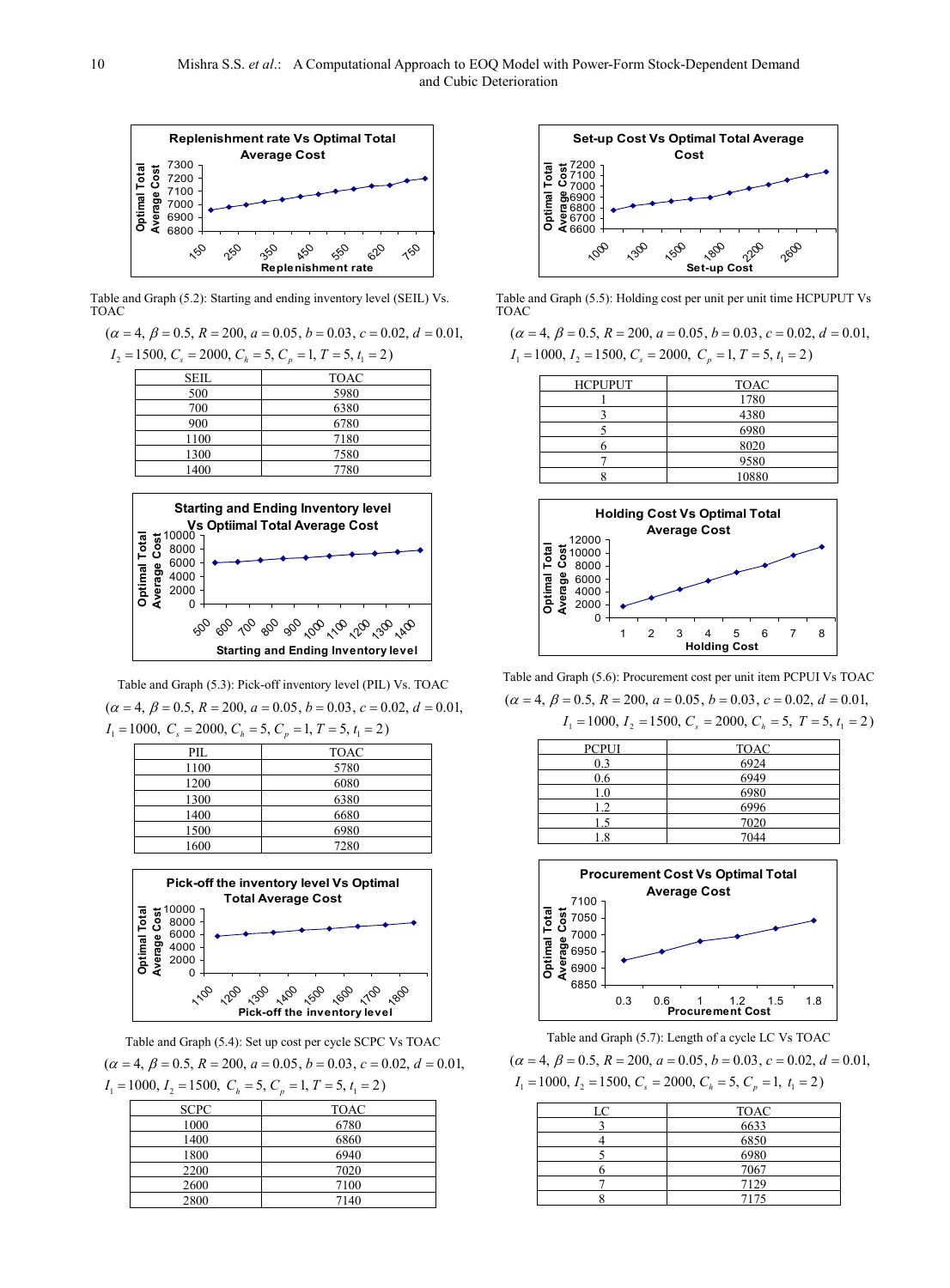Table and Graph (5.2): Starting and ending inventory level (SEIL) Vs. TOAC

$(\alpha = 4, \beta = 0.5, R = 200, a = 0.05, b = 0.03, c = 0.02, d = 0.01, I_2 = 1500, C_s = 2000, C_h = 5, C_p = 1, T = 5, t_1 = 2)$

| SEIL | TOAC |
|---|---|
| 500 | 5980 |
| 700 | 6380 |
| 900 | 6780 |
| 1100 | 7180 |
| 1300 | 7580 |
| 1400 | 7780 |

Table and Graph (5.3): Pick-off inventory level (PIL) Vs. TOAC

$(\alpha = 4, \beta = 0.5, R = 200, a = 0.05, b = 0.03, c = 0.02, d = 0.01, I_1 = 1000, C_s = 2000, C_h = 5, C_p = 1, T = 5, t_1 = 2)$

| PIL | TOAC |
|---|---|
| 1100 | 5780 |
| 1200 | 6080 |
| 1300 | 6380 |
| 1400 | 6680 |
| 1500 | 6980 |
| 1600 | 7280 |

Table and Graph (5.4): Set up cost per cycle SCPC Vs TOAC

$(\alpha = 4, \beta = 0.5, R = 200, a = 0.05, b = 0.03, c = 0.02, d = 0.01, I_1 = 1000, I_2 = 1500, C_h = 5, C_p = 1, T = 5, t_1 = 2)$

| SCPC | TOAC |
|---|---|
| 1000 | 6780 |
| 1400 | 6860 |
| 1800 | 6940 |
| 2200 | 7020 |
| 2600 | 7100 |
| 2800 | 7140 |

Table and Graph (5.5): Holding cost per unit per unit time HCPUPUT Vs TOAC

$(\alpha = 4, \beta = 0.5, R = 200, a = 0.05, b = 0.03, c = 0.02, d = 0.01, I_1 = 1000, I_2 = 1500, C_s = 2000, C_p = 1, T = 5, t_1 = 2)$

| HCPUPUT | TOAC |
|---|---|
| 1 | 1780 |
| 3 | 4380 |
| 5 | 6980 |
| 6 | 8020 |
| 7 | 9580 |
| 8 | 10880 |

Table and Graph (5.6): Procurement cost per unit item PCPUI Vs TOAC

$(\alpha = 4, \beta = 0.5, R = 200, a = 0.05, b = 0.03, c = 0.02, d = 0.01, I_1 = 1000, I_2 = 1500, C_s = 2000, C_h = 5, T = 5, t_1 = 2)$

| PCPUI | TOAC |
|---|---|
| 0.3 | 6924 |
| 0.6 | 6949 |
| 1.0 | 6980 |
| 1.2 | 6996 |
| 1.5 | 7020 |
| 1.8 | 7044 |

Table and Graph (5.7): Length of a cycle LC Vs TOAC

$(\alpha = 4, \beta = 0.5, R = 200, a = 0.05, b = 0.03, c = 0.02, d = 0.01, I_1 = 1000, I_2 = 1500, C_s = 2000, C_h = 5, C_p = 1, t_1 = 2)$

| LC | TOAC |
|---|---|
| 3 | 6633 |
| 4 | 6850 |
| 5 | 6980 |
| 6 | 7067 |
| 7 | 7129 |
| 8 | 7175 |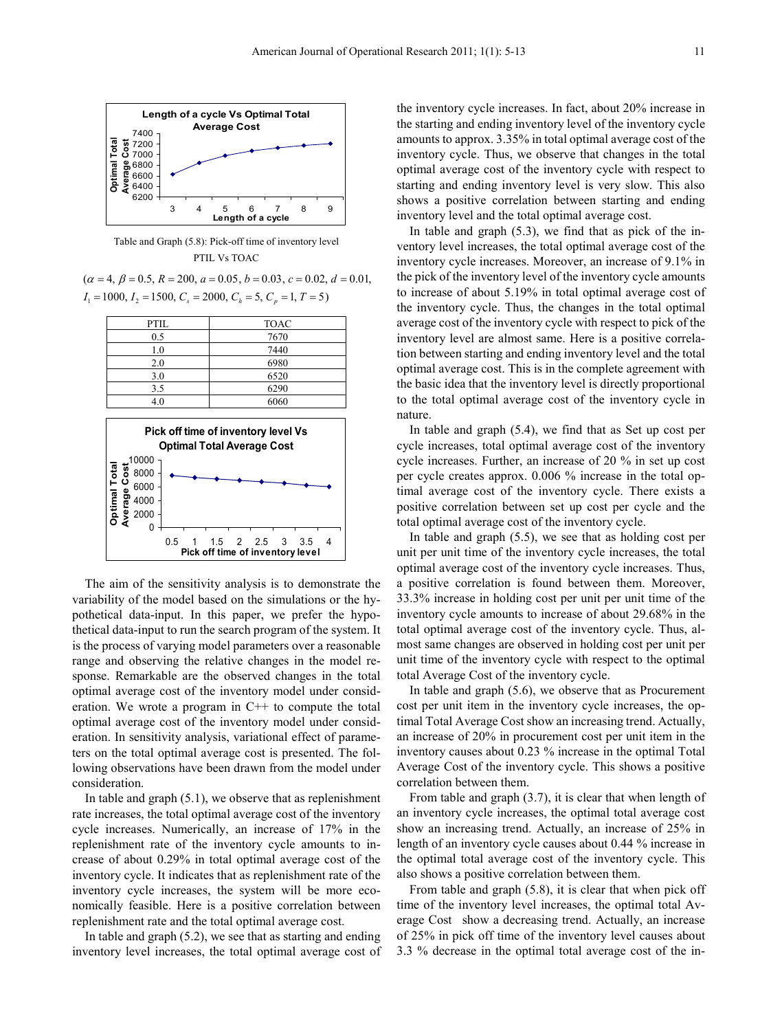Table and Graph (5.8): Pick-off time of inventory level

PTIL Vs TOAC

($\alpha = 4$, $\beta = 0.5$, $R = 200$, $a = 0.05$, $b = 0.03$, $c = 0.02$, $d = 0.01$, $I_1 = 1000$, $I_2 = 1500$, $C_s = 2000$, $C_h = 5$, $C_p = 1$, $T = 5$)

| PTIL | TOAC |
|---|---|
| 0.5 | 7670 |
| 1.0 | 7440 |
| 2.0 | 6980 |
| 3.0 | 6520 |
| 3.5 | 6290 |
| 4.0 | 6060 |

The aim of the sensitivity analysis is to demonstrate the variability of the model based on the simulations or the hypothetical data-input. In this paper, we prefer the hypothetical data-input to run the search program of the system. It is the process of varying model parameters over a reasonable range and observing the relative changes in the model response. Remarkable are the observed changes in the total optimal average cost of the inventory model under consideration. We wrote a program in C++ to compute the total optimal average cost of the inventory model under consideration. In sensitivity analysis, variational effect of parameters on the total optimal average cost is presented. The following observations have been drawn from the model under consideration.

In table and graph (5.1), we observe that as replenishment rate increases, the total optimal average cost of the inventory cycle increases. Numerically, an increase of 17% in the replenishment rate of the inventory cycle amounts to increase of about 0.29% in total optimal average cost of the inventory cycle. It indicates that as replenishment rate of the inventory cycle increases, the system will be more economically feasible. Here is a positive correlation between replenishment rate and the total optimal average cost.

In table and graph (5.2), we see that as starting and ending inventory level increases, the total optimal average cost of the inventory cycle increases. In fact, about 20% increase in the starting and ending inventory level of the inventory cycle amounts to approx. 3.35% in total optimal average cost of the inventory cycle. Thus, we observe that changes in the total optimal average cost of the inventory cycle with respect to starting and ending inventory level is very slow. This also shows a positive correlation between starting and ending inventory level and the total optimal average cost.

In table and graph (5.3), we find that as pick of the inventory level increases, the total optimal average cost of the inventory cycle increases. Moreover, an increase of 9.1% in the pick of the inventory level of the inventory cycle amounts to increase of about 5.19% in total optimal average cost of the inventory cycle. Thus, the changes in the total optimal average cost of the inventory cycle with respect to pick of the inventory level are almost same. Here is a positive correlation between starting and ending inventory level and the total optimal average cost. This is in the complete agreement with the basic idea that the inventory level is directly proportional to the total optimal average cost of the inventory cycle in nature.

In table and graph (5.4), we find that as Set up cost per cycle increases, total optimal average cost of the inventory cycle increases. Further, an increase of 20 % in set up cost per cycle creates approx. 0.006 % increase in the total optimal average cost of the inventory cycle. There exists a positive correlation between set up cost per cycle and the total optimal average cost of the inventory cycle.

In table and graph (5.5), we see that as holding cost per unit per unit time of the inventory cycle increases, the total optimal average cost of the inventory cycle increases. Thus, a positive correlation is found between them. Moreover, 33.3% increase in holding cost per unit per unit time of the inventory cycle amounts to increase of about 29.68% in the total optimal average cost of the inventory cycle. Thus, almost same changes are observed in holding cost per unit per unit time of the inventory cycle with respect to the optimal total Average Cost of the inventory cycle.

In table and graph (5.6), we observe that as Procurement cost per unit item in the inventory cycle increases, the optimal Total Average Cost show an increasing trend. Actually, an increase of 20% in procurement cost per unit item in the inventory causes about 0.23 % increase in the optimal Total Average Cost of the inventory cycle. This shows a positive correlation between them.

From table and graph (3.7), it is clear that when length of an inventory cycle increases, the optimal total average cost show an increasing trend. Actually, an increase of 25% in length of an inventory cycle causes about 0.44 % increase in the optimal total average cost of the inventory cycle. This also shows a positive correlation between them.

From table and graph (5.8), it is clear that when pick off time of the inventory level increases, the optimal total Average Cost show a decreasing trend. Actually, an increase of 25% in pick off time of the inventory level causes about 3.3 % decrease in the optimal total average cost of the in-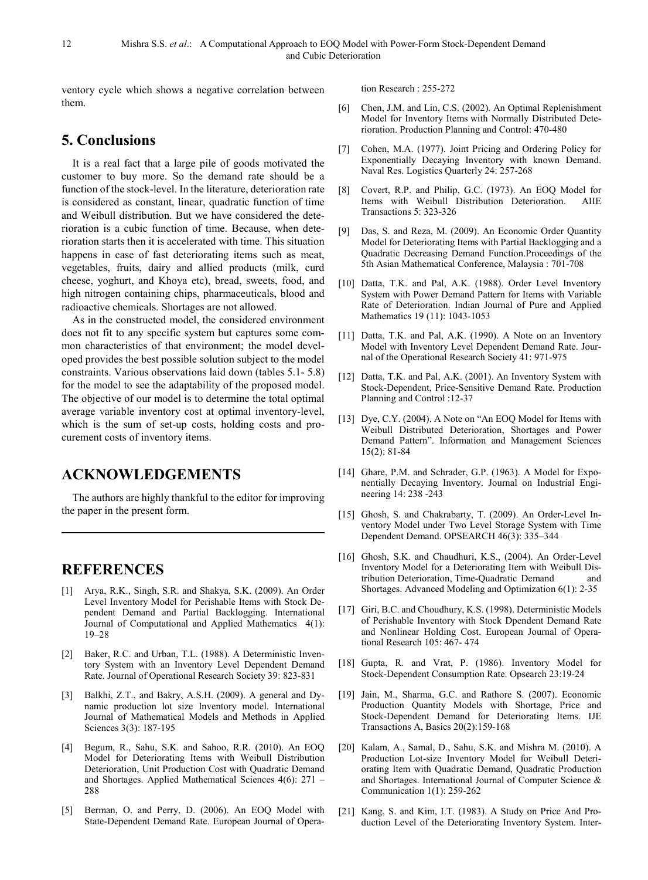ventory cycle which shows a negative correlation between them.

## 5. Conclusions

It is a real fact that a large pile of goods motivated the customer to buy more. So the demand rate should be a function of the stock-level. In the literature, deterioration rate is considered as constant, linear, quadratic function of time and Weibull distribution. But we have considered the deterioration is a cubic function of time. Because, when deterioration starts then it is accelerated with time. This situation happens in case of fast deteriorating items such as meat, vegetables, fruits, dairy and allied products (milk, curd cheese, yoghurt, and Khoya etc), bread, sweets, food, and high nitrogen containing chips, pharmaceuticals, blood and radioactive chemicals. Shortages are not allowed.

As in the constructed model, the considered environment does not fit to any specific system but captures some common characteristics of that environment; the model developed provides the best possible solution subject to the model constraints. Various observations laid down (tables 5.1- 5.8) for the model to see the adaptability of the proposed model. The objective of our model is to determine the total optimal average variable inventory cost at optimal inventory-level, which is the sum of set-up costs, holding costs and procurement costs of inventory items.

## ACKNOWLEDGEMENTS

The authors are highly thankful to the editor for improving the paper in the present form.

## REFERENCES

[1] Arya, R.K., Singh, S.R. and Shakya, S.K. (2009). An Order Level Inventory Model for Perishable Items with Stock Dependent Demand and Partial Backlogging. International Journal of Computational and Applied Mathematics 4(1): 19–28

[2] Baker, R.C. and Urban, T.L. (1988). A Deterministic Inventory System with an Inventory Level Dependent Demand Rate. Journal of Operational Research Society 39: 823-831

[3] Balkhi, Z.T., and Bakry, A.S.H. (2009). A general and Dynamic production lot size Inventory model. International Journal of Mathematical Models and Methods in Applied Sciences 3(3): 187-195

[4] Begum, R., Sahu, S.K. and Sahoo, R.R. (2010). An EOQ Model for Deteriorating Items with Weibull Distribution Deterioration, Unit Production Cost with Quadratic Demand and Shortages. Applied Mathematical Sciences 4(6): 271 – 288

[5] Berman, O. and Perry, D. (2006). An EOQ Model with State-Dependent Demand Rate. European Journal of Operation Research : 255-272

[6] Chen, J.M. and Lin, C.S. (2002). An Optimal Replenishment Model for Inventory Items with Normally Distributed Deterioration. Production Planning and Control: 470-480

[7] Cohen, M.A. (1977). Joint Pricing and Ordering Policy for Exponentially Decaying Inventory with known Demand. Naval Res. Logistics Quarterly 24: 257-268

[8] Covert, R.P. and Philip, G.C. (1973). An EOQ Model for Items with Weibull Distribution Deterioration. AIIE Transactions 5: 323-326

[9] Das, S. and Reza, M. (2009). An Economic Order Quantity Model for Deteriorating Items with Partial Backlogging and a Quadratic Decreasing Demand Function.Proceedings of the 5th Asian Mathematical Conference, Malaysia : 701-708

[10] Datta, T.K. and Pal, A.K. (1988). Order Level Inventory System with Power Demand Pattern for Items with Variable Rate of Deterioration. Indian Journal of Pure and Applied Mathematics 19 (11): 1043-1053

[11] Datta, T.K. and Pal, A.K. (1990). A Note on an Inventory Model with Inventory Level Dependent Demand Rate. Journal of the Operational Research Society 41: 971-975

[12] Datta, T.K. and Pal, A.K. (2001). An Inventory System with Stock-Dependent, Price-Sensitive Demand Rate. Production Planning and Control :12-37

[13] Dye, C.Y. (2004). A Note on "An EOQ Model for Items with Weibull Distributed Deterioration, Shortages and Power Demand Pattern". Information and Management Sciences 15(2): 81-84

[14] Ghare, P.M. and Schrader, G.P. (1963). A Model for Exponentially Decaying Inventory. Journal on Industrial Engineering 14: 238 -243

[15] Ghosh, S. and Chakrabarty, T. (2009). An Order-Level Inventory Model under Two Level Storage System with Time Dependent Demand. OPSEARCH 46(3): 335–344

[16] Ghosh, S.K. and Chaudhuri, K.S., (2004). An Order-Level Inventory Model for a Deteriorating Item with Weibull Distribution Deterioration, Time-Quadratic Demand and Shortages. Advanced Modeling and Optimization 6(1): 2-35

[17] Giri, B.C. and Choudhury, K.S. (1998). Deterministic Models of Perishable Inventory with Stock Dpendent Demand Rate and Nonlinear Holding Cost. European Journal of Operational Research 105: 467- 474

[18] Gupta, R. and Vrat, P. (1986). Inventory Model for Stock-Dependent Consumption Rate. Opsearch 23:19-24

[19] Jain, M., Sharma, G.C. and Rathore S. (2007). Economic Production Quantity Models with Shortage, Price and Stock-Dependent Demand for Deteriorating Items. IJE Transactions A, Basics 20(2):159-168

[20] Kalam, A., Samal, D., Sahu, S.K. and Mishra M. (2010). A Production Lot-size Inventory Model for Weibull Deteriorating Item with Quadratic Demand, Quadratic Production and Shortages. International Journal of Computer Science & Communication 1(1): 259-262

[21] Kang, S. and Kim, I.T. (1983). A Study on Price And Production Level of the Deteriorating Inventory System. Inter-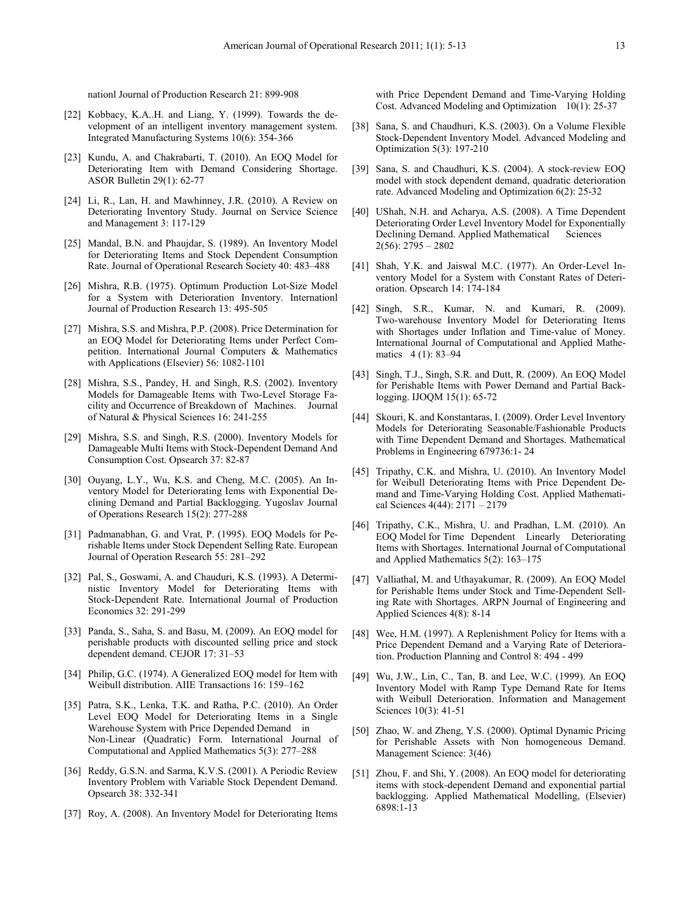nationl Journal of Production Research 21: 899-908

[22] Kobbacy, K.A..H. and Liang, Y. (1999). Towards the development of an intelligent inventory management system. Integrated Manufacturing Systems 10(6): 354-366

[23] Kundu, A. and Chakrabarti, T. (2010). An EOQ Model for Deteriorating Item with Demand Considering Shortage. ASOR Bulletin 29(1): 62-77

[24] Li, R., Lan, H. and Mawhinney, J.R. (2010). A Review on Deteriorating Inventory Study. Journal on Service Science and Management 3: 117-129

[25] Mandal, B.N. and Phaujdar, S. (1989). An Inventory Model for Deteriorating Items and Stock Dependent Consumption Rate. Journal of Operational Research Society 40: 483–488

[26] Mishra, R.B. (1975). Optimum Production Lot-Size Model for a System with Deterioration Inventory. Internationl Journal of Production Research 13: 495-505

[27] Mishra, S.S. and Mishra, P.P. (2008). Price Determination for an EOQ Model for Deteriorating Items under Perfect Competition. International Journal Computers & Mathematics with Applications (Elsevier) 56: 1082-1101

[28] Mishra, S.S., Pandey, H. and Singh, R.S. (2002). Inventory Models for Damageable Items with Two-Level Storage Facility and Occurrence of Breakdown of Machines. Journal of Natural & Physical Sciences 16: 241-255

[29] Mishra, S.S. and Singh, R.S. (2000). Inventory Models for Damageable Multi Items with Stock-Dependent Demand And Consumption Cost. Opsearch 37: 82-87

[30] Ouyang, L.Y., Wu, K.S. and Cheng, M.C. (2005). An Inventory Model for Deteriorating Iems with Exponential Declining Demand and Partial Backlogging. Yugoslav Journal of Operations Research 15(2): 277-288

[31] Padmanabhan, G. and Vrat, P. (1995). EOQ Models for Perishable Items under Stock Dependent Selling Rate. European Journal of Operation Research 55: 281–292

[32] Pal, S., Goswami, A. and Chauduri, K.S. (1993). A Deterministic Inventory Model for Deteriorating Items with Stock-Dependent Rate. International Journal of Production Economics 32: 291-299

[33] Panda, S., Saha, S. and Basu, M. (2009). An EOQ model for perishable products with discounted selling price and stock dependent demand. CEJOR 17: 31–53

[34] Philip, G.C. (1974). A Generalized EOQ model for Item with Weibull distribution. AIIE Transactions 16: 159–162

[35] Patra, S.K., Lenka, T.K. and Ratha, P.C. (2010). An Order Level EOQ Model for Deteriorating Items in a Single Warehouse System with Price Depended Demand in Non-Linear (Quadratic) Form. International Journal of Computational and Applied Mathematics 5(3): 277–288

[36] Reddy, G.S.N. and Sarma, K.V.S. (2001). A Periodic Review Inventory Problem with Variable Stock Dependent Demand. Opsearch 38: 332-341

[37] Roy, A. (2008). An Inventory Model for Deteriorating Items with Price Dependent Demand and Time-Varying Holding Cost. Advanced Modeling and Optimization 10(1): 25-37

[38] Sana, S. and Chaudhuri, K.S. (2003). On a Volume Flexible Stock-Dependent Inventory Model. Advanced Modeling and Optimization 5(3): 197-210

[39] Sana, S. and Chaudhuri, K.S. (2004). A stock-review EOQ model with stock dependent demand, quadratic deterioration rate. Advanced Modeling and Optimization 6(2): 25-32

[40] UShah, N.H. and Acharya, A.S. (2008). A Time Dependent Deteriorating Order Level Inventory Model for Exponentially Declining Demand. Applied Mathematical Sciences 2(56): 2795 – 2802

[41] Shah, Y.K. and Jaiswal M.C. (1977). An Order-Level Inventory Model for a System with Constant Rates of Deterioration. Opsearch 14: 174-184

[42] Singh, S.R., Kumar, N. and Kumari, R. (2009). Two-warehouse Inventory Model for Deteriorating Items with Shortages under Inflation and Time-value of Money. International Journal of Computational and Applied Mathematics 4 (1): 83–94

[43] Singh, T.J., Singh, S.R. and Dutt, R. (2009). An EOQ Model for Perishable Items with Power Demand and Partial Backlogging. IJOQM 15(1): 65-72

[44] Skouri, K. and Konstantaras, I. (2009). Order Level Inventory Models for Deteriorating Seasonable/Fashionable Products with Time Dependent Demand and Shortages. Mathematical Problems in Engineering 679736:1- 24

[45] Tripathy, C.K. and Mishra, U. (2010). An Inventory Model for Weibull Deteriorating Items with Price Dependent Demand and Time-Varying Holding Cost. Applied Mathematical Sciences 4(44): 2171 – 2179

[46] Tripathy, C.K., Mishra, U. and Pradhan, L.M. (2010). An EOQ Model for Time Dependent Linearly Deteriorating Items with Shortages. International Journal of Computational and Applied Mathematics 5(2): 163–175

[47] Valliathal, M. and Uthayakumar, R. (2009). An EOQ Model for Perishable Items under Stock and Time-Dependent Selling Rate with Shortages. ARPN Journal of Engineering and Applied Sciences 4(8): 8-14

[48] Wee, H.M. (1997). A Replenishment Policy for Items with a Price Dependent Demand and a Varying Rate of Deterioration. Production Planning and Control 8: 494 - 499

[49] Wu, J.W., Lin, C., Tan, B. and Lee, W.C. (1999). An EOQ Inventory Model with Ramp Type Demand Rate for Items with Weibull Deterioration. Information and Management Sciences 10(3): 41-51

[50] Zhao, W. and Zheng, Y.S. (2000). Optimal Dynamic Pricing for Perishable Assets with Non homogeneous Demand. Management Science: 3(46)

[51] Zhou, F. and Shi, Y. (2008). An EOQ model for deteriorating items with stock-dependent Demand and exponential partial backlogging. Applied Mathematical Modelling, (Elsevier) 6898:1-13